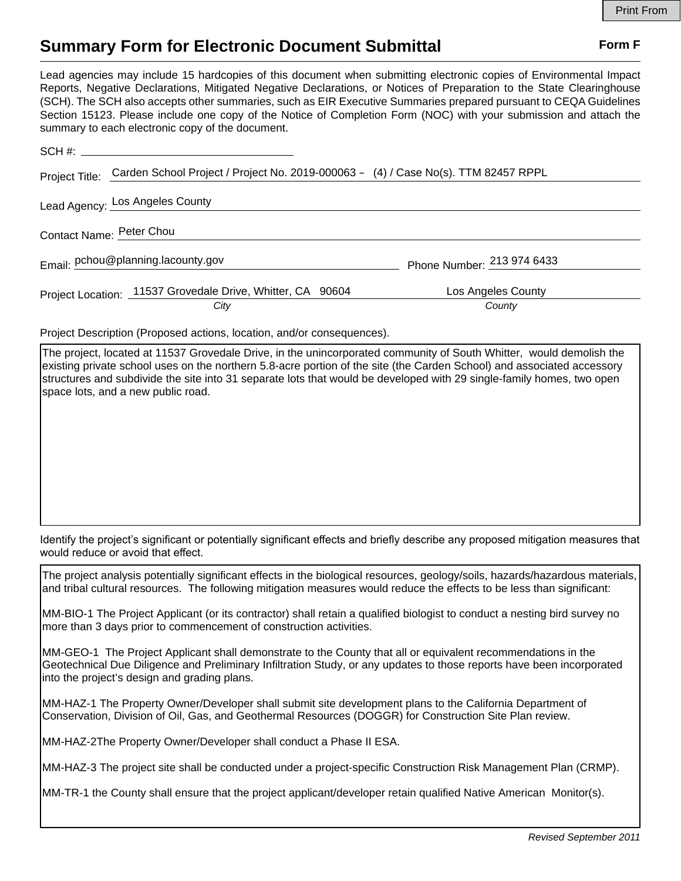Print From

# Summary Form for Electronic Document Submittal

**Form F**

Lead agencies may include 15 hardcopies of this document when submitting electronic copies of Environmental Impact Reports, Negative Declarations, Mitigated Negative Declarations, or Notices of Preparation to the State Clearinghouse (SCH). The SCH also accepts other summaries, such as EIR Executive Summaries prepared pursuant to CEQA Guidelines Section 15123. Please include one copy of the Notice of Completion Form (NOC) with your submission and attach the summary to each electronic copy of the document.

SCH #:

Project Title: Carden School Project / Project No. 2019-000063 – (4) / Case No(s). TTM 82457 RPPL

Lead Agency: Los Angeles County

Contact Name: Peter Chou

Email: pchou@planning.lacounty.gov  Phone Number: 213 974 6433

Project Location: 11537 Grovedale Drive, Whitter, CA 90604 (*City*)  Los Angeles County (*County*)

Project Description (Proposed actions, location, and/or consequences).

The project, located at 11537 Grovedale Drive, in the unincorporated community of South Whitter, would demolish the existing private school uses on the northern 5.8-acre portion of the site (the Carden School) and associated accessory structures and subdivide the site into 31 separate lots that would be developed with 29 single-family homes, two open space lots, and a new public road.

Identify the project's significant or potentially significant effects and briefly describe any proposed mitigation measures that would reduce or avoid that effect.

The project analysis potentially significant effects in the biological resources, geology/soils, hazards/hazardous materials, and tribal cultural resources. The following mitigation measures would reduce the effects to be less than significant:

MM-BIO-1 The Project Applicant (or its contractor) shall retain a qualified biologist to conduct a nesting bird survey no more than 3 days prior to commencement of construction activities.

MM-GEO-1 The Project Applicant shall demonstrate to the County that all or equivalent recommendations in the Geotechnical Due Diligence and Preliminary Infiltration Study, or any updates to those reports have been incorporated into the project's design and grading plans.

MM-HAZ-1 The Property Owner/Developer shall submit site development plans to the California Department of Conservation, Division of Oil, Gas, and Geothermal Resources (DOGGR) for Construction Site Plan review.

MM-HAZ-2The Property Owner/Developer shall conduct a Phase II ESA.

MM-HAZ-3 The project site shall be conducted under a project-specific Construction Risk Management Plan (CRMP).

MM-TR-1 the County shall ensure that the project applicant/developer retain qualified Native American Monitor(s).

*Revised September 2011*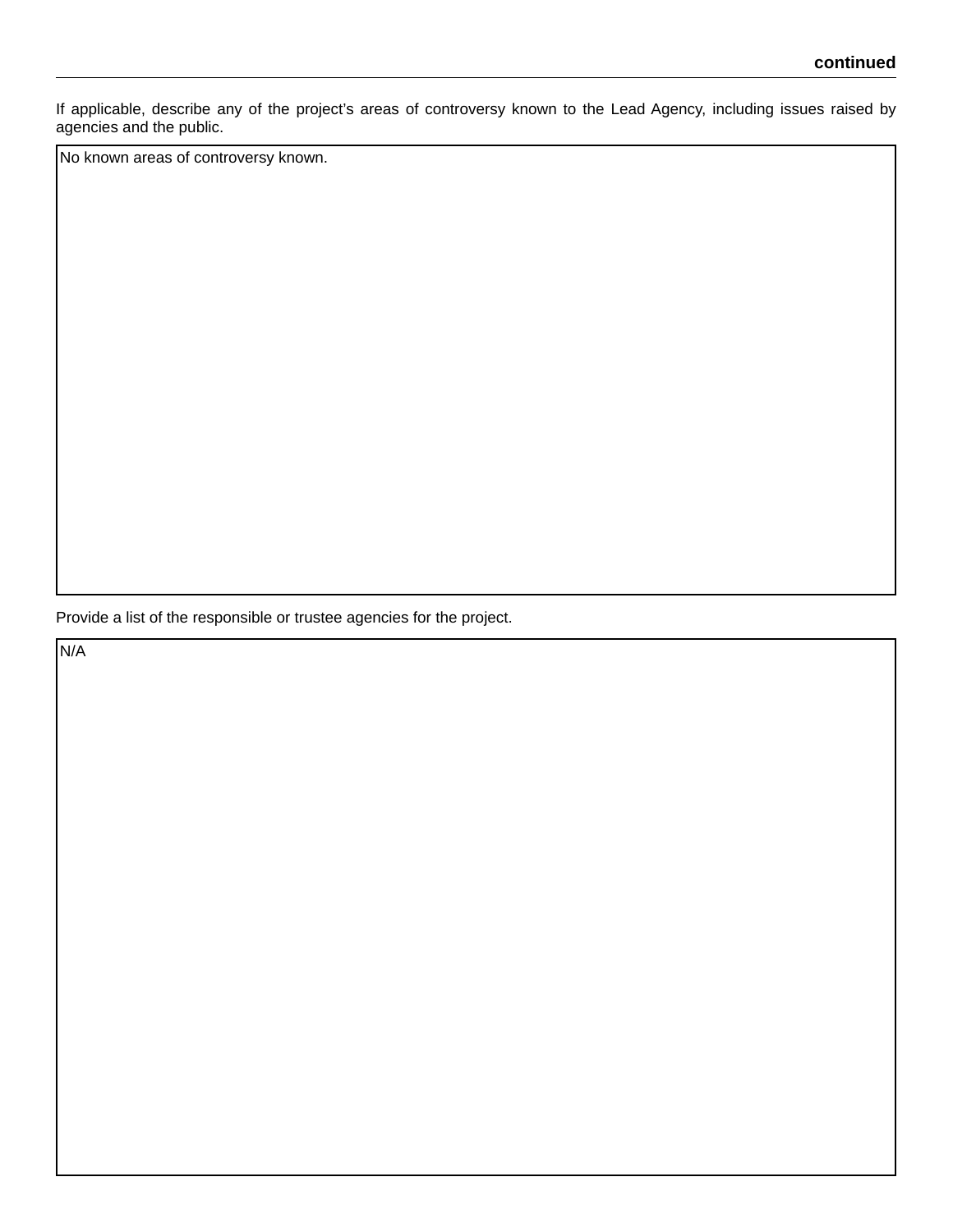**continued**

If applicable, describe any of the project's areas of controversy known to the Lead Agency, including issues raised by agencies and the public.

No known areas of controversy known.

Provide a list of the responsible or trustee agencies for the project.

N/A